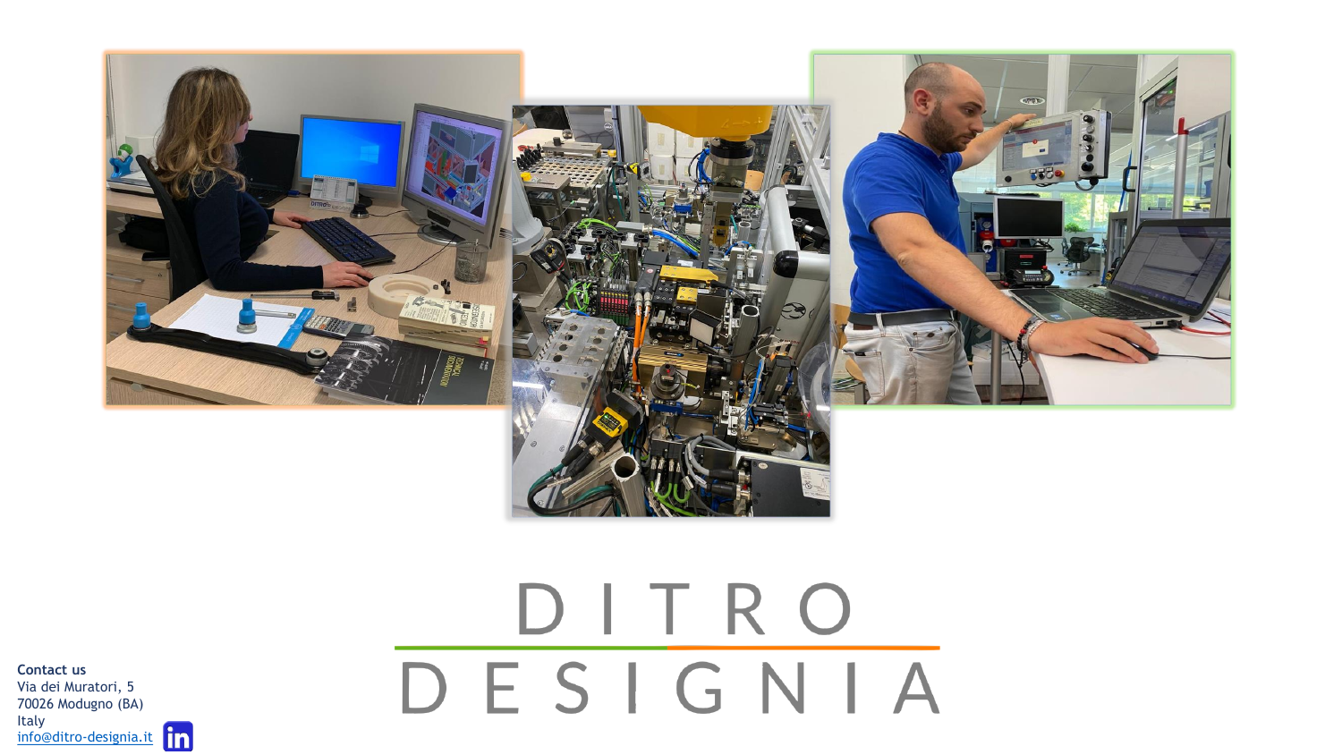# DITRO DESIGNIA

**Contact us**
Via dei Muratori, 5
70026 Modugno (BA)
Italy
info@ditro-designia.it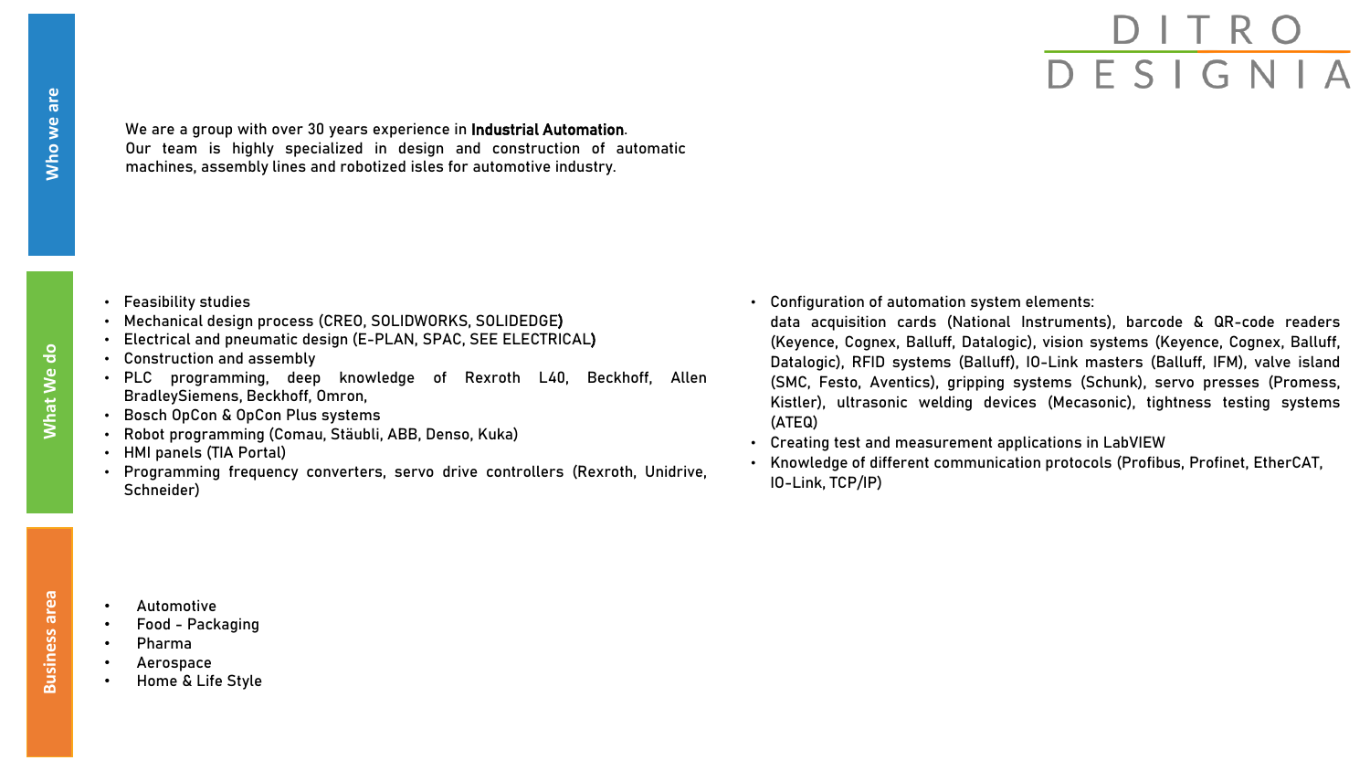DITRO DESIGNIA

## Who we are

We are a group with over 30 years experience in **Industrial Automation**.
Our team is highly specialized in design and construction of automatic machines, assembly lines and robotized isles for automotive industry.

## What We do

- Feasibility studies
- Mechanical design process (CREO, SOLIDWORKS, SOLIDEDGE)
- Electrical and pneumatic design (E-PLAN, SPAC, SEE ELECTRICAL)
- Construction and assembly
- PLC programming, deep knowledge of Rexroth L40, Beckhoff, Allen BradleySiemens, Beckhoff, Omron,
- Bosch OpCon & OpCon Plus systems
- Robot programming (Comau, Stäubli, ABB, Denso, Kuka)
- HMI panels (TIA Portal)
- Programming frequency converters, servo drive controllers (Rexroth, Unidrive, Schneider)
- Configuration of automation system elements:
  data acquisition cards (National Instruments), barcode & QR-code readers (Keyence, Cognex, Balluff, Datalogic), vision systems (Keyence, Cognex, Balluff, Datalogic), RFID systems (Balluff), IO-Link masters (Balluff, IFM), valve island (SMC, Festo, Aventics), gripping systems (Schunk), servo presses (Promess, Kistler), ultrasonic welding devices (Mecasonic), tightness testing systems (ATEQ)
- Creating test and measurement applications in LabVIEW
- Knowledge of different communication protocols (Profibus, Profinet, EtherCAT, IO-Link, TCP/IP)

## Business area

- Automotive
- Food - Packaging
- Pharma
- Aerospace
- Home & Life Style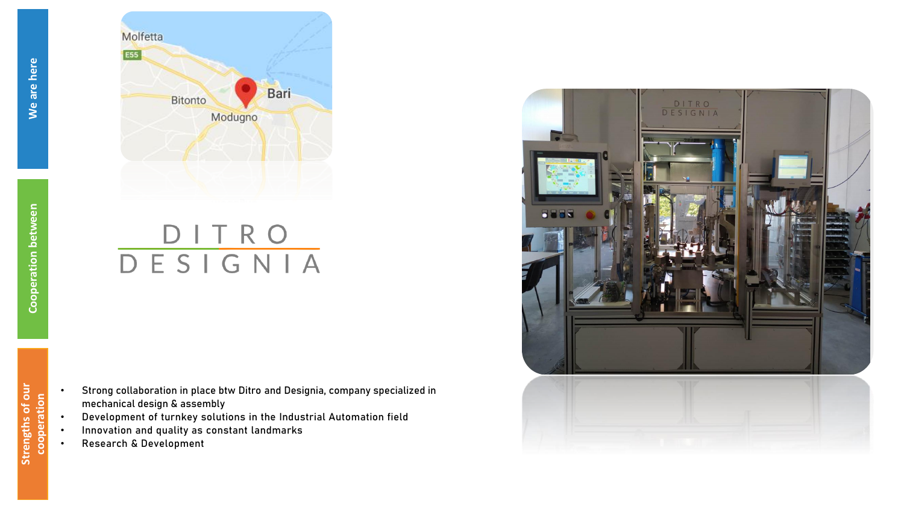## We are here

## Cooperation between

DITRO DESIGNIA

## Strengths of our cooperation

- Strong collaboration in place btw Ditro and Designia, company specialized in mechanical design & assembly
- Development of turnkey solutions in the Industrial Automation field
- Innovation and quality as constant landmarks
- Research & Development